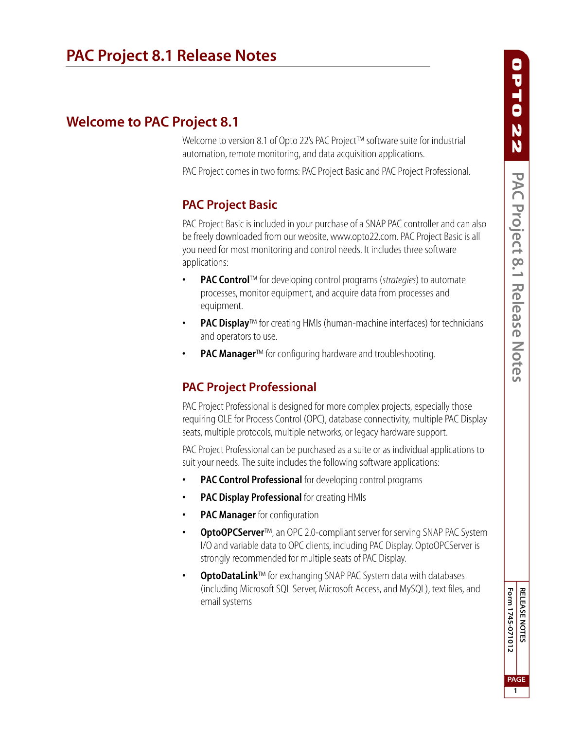# PAC Project 8.1 Release Notes

## Welcome to PAC Project 8.1

Welcome to version 8.1 of Opto 22's PAC Project™ software suite for industrial automation, remote monitoring, and data acquisition applications.

PAC Project comes in two forms: PAC Project Basic and PAC Project Professional.

### PAC Project Basic

PAC Project Basic is included in your purchase of a SNAP PAC controller and can also be freely downloaded from our website, www.opto22.com. PAC Project Basic is all you need for most monitoring and control needs. It includes three software applications:

- **PAC Control**™ for developing control programs (*strategies*) to automate processes, monitor equipment, and acquire data from processes and equipment.
- **PAC Display**™ for creating HMIs (human-machine interfaces) for technicians and operators to use.
- **PAC Manager**™ for configuring hardware and troubleshooting.

### PAC Project Professional

PAC Project Professional is designed for more complex projects, especially those requiring OLE for Process Control (OPC), database connectivity, multiple PAC Display seats, multiple protocols, multiple networks, or legacy hardware support.

PAC Project Professional can be purchased as a suite or as individual applications to suit your needs. The suite includes the following software applications:

- **PAC Control Professional** for developing control programs
- **PAC Display Professional** for creating HMIs
- **PAC Manager** for configuration
- **OptoOPCServer**™, an OPC 2.0-compliant server for serving SNAP PAC System I/O and variable data to OPC clients, including PAC Display. OptoOPCServer is strongly recommended for multiple seats of PAC Display.
- **OptoDataLink**™ for exchanging SNAP PAC System data with databases (including Microsoft SQL Server, Microsoft Access, and MySQL), text files, and email systems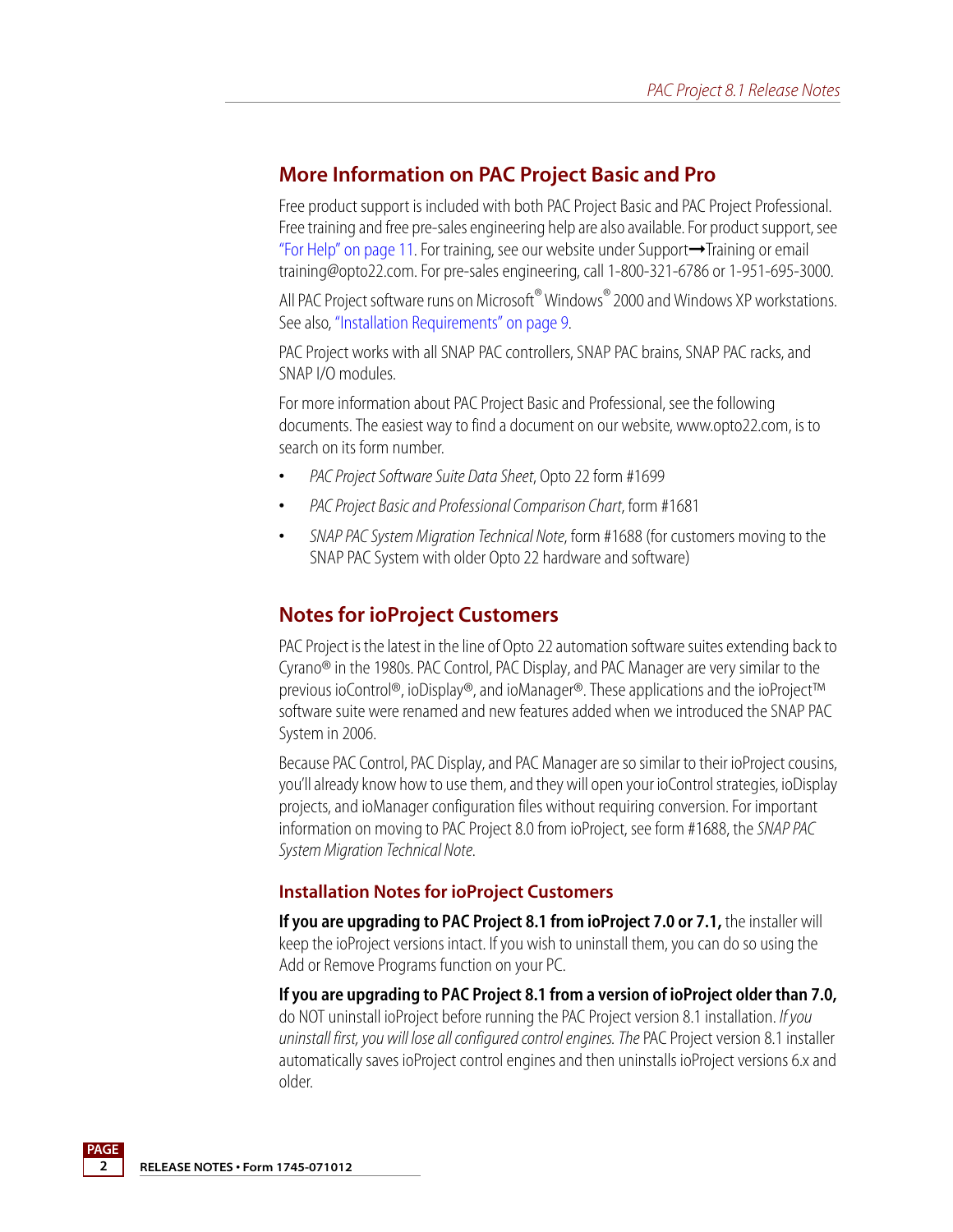## More Information on PAC Project Basic and Pro

Free product support is included with both PAC Project Basic and PAC Project Professional. Free training and free pre-sales engineering help are also available. For product support, see "For Help" on page 11. For training, see our website under Support➞Training or email training@opto22.com. For pre-sales engineering, call 1-800-321-6786 or 1-951-695-3000.

All PAC Project software runs on Microsoft® Windows® 2000 and Windows XP workstations. See also, "Installation Requirements" on page 9.

PAC Project works with all SNAP PAC controllers, SNAP PAC brains, SNAP PAC racks, and SNAP I/O modules.

For more information about PAC Project Basic and Professional, see the following documents. The easiest way to find a document on our website, www.opto22.com, is to search on its form number.

- *PAC Project Software Suite Data Sheet*, Opto 22 form #1699
- *PAC Project Basic and Professional Comparison Chart*, form #1681
- *SNAP PAC System Migration Technical Note*, form #1688 (for customers moving to the SNAP PAC System with older Opto 22 hardware and software)

## Notes for ioProject Customers

PAC Project is the latest in the line of Opto 22 automation software suites extending back to Cyrano® in the 1980s. PAC Control, PAC Display, and PAC Manager are very similar to the previous ioControl®, ioDisplay®, and ioManager®. These applications and the ioProject™ software suite were renamed and new features added when we introduced the SNAP PAC System in 2006.

Because PAC Control, PAC Display, and PAC Manager are so similar to their ioProject cousins, you'll already know how to use them, and they will open your ioControl strategies, ioDisplay projects, and ioManager configuration files without requiring conversion. For important information on moving to PAC Project 8.0 from ioProject, see form #1688, the *SNAP PAC System Migration Technical Note*.

### Installation Notes for ioProject Customers

**If you are upgrading to PAC Project 8.1 from ioProject 7.0 or 7.1,** the installer will keep the ioProject versions intact. If you wish to uninstall them, you can do so using the Add or Remove Programs function on your PC.

**If you are upgrading to PAC Project 8.1 from a version of ioProject older than 7.0,** do NOT uninstall ioProject before running the PAC Project version 8.1 installation. *If you uninstall first, you will lose all configured control engines. The* PAC Project version 8.1 installer automatically saves ioProject control engines and then uninstalls ioProject versions 6.x and older.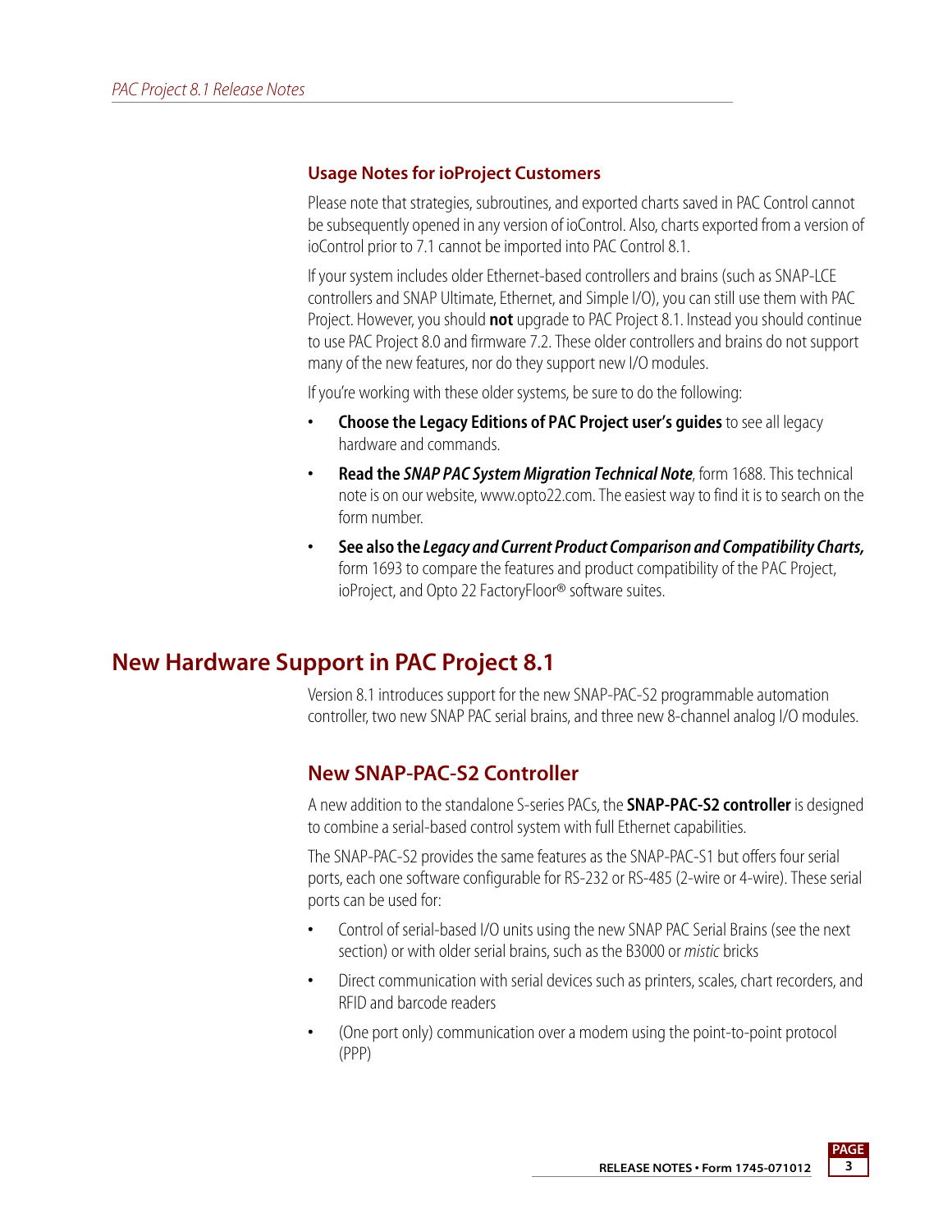### Usage Notes for ioProject Customers

Please note that strategies, subroutines, and exported charts saved in PAC Control cannot be subsequently opened in any version of ioControl. Also, charts exported from a version of ioControl prior to 7.1 cannot be imported into PAC Control 8.1.

If your system includes older Ethernet-based controllers and brains (such as SNAP-LCE controllers and SNAP Ultimate, Ethernet, and Simple I/O), you can still use them with PAC Project. However, you should **not** upgrade to PAC Project 8.1. Instead you should continue to use PAC Project 8.0 and firmware 7.2. These older controllers and brains do not support many of the new features, nor do they support new I/O modules.

If you're working with these older systems, be sure to do the following:

- **Choose the Legacy Editions of PAC Project user's guides** to see all legacy hardware and commands.
- **Read the *SNAP PAC System Migration Technical Note***, form 1688. This technical note is on our website, www.opto22.com. The easiest way to find it is to search on the form number.
- **See also the *Legacy and Current Product Comparison and Compatibility Charts,*** form 1693 to compare the features and product compatibility of the PAC Project, ioProject, and Opto 22 FactoryFloor® software suites.

## New Hardware Support in PAC Project 8.1

Version 8.1 introduces support for the new SNAP-PAC-S2 programmable automation controller, two new SNAP PAC serial brains, and three new 8-channel analog I/O modules.

### New SNAP-PAC-S2 Controller

A new addition to the standalone S-series PACs, the **SNAP-PAC-S2 controller** is designed to combine a serial-based control system with full Ethernet capabilities.

The SNAP-PAC-S2 provides the same features as the SNAP-PAC-S1 but offers four serial ports, each one software configurable for RS-232 or RS-485 (2-wire or 4-wire). These serial ports can be used for:

- Control of serial-based I/O units using the new SNAP PAC Serial Brains (see the next section) or with older serial brains, such as the B3000 or *mistic* bricks
- Direct communication with serial devices such as printers, scales, chart recorders, and RFID and barcode readers
- (One port only) communication over a modem using the point-to-point protocol (PPP)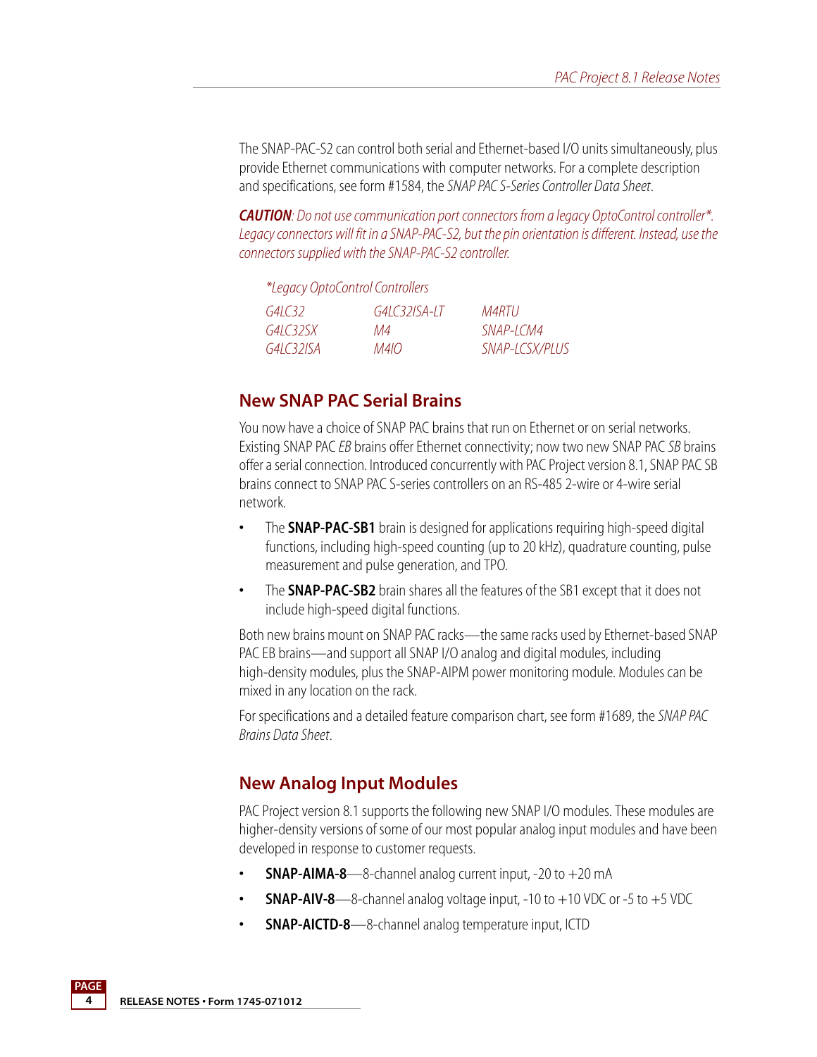The SNAP-PAC-S2 can control both serial and Ethernet-based I/O units simultaneously, plus provide Ethernet communications with computer networks. For a complete description and specifications, see form #1584, the *SNAP PAC S-Series Controller Data Sheet*.

***CAUTION****: Do not use communication port connectors from a legacy OptoControl controller*. Legacy connectors will fit in a SNAP-PAC-S2, but the pin orientation is different. Instead, use the connectors supplied with the SNAP-PAC-S2 controller.*

*\*Legacy OptoControl Controllers*

| | | |
|---|---|---|
| *G4LC32* | *G4LC32ISA-LT* | *M4RTU* |
| *G4LC32SX* | *M4* | *SNAP-LCM4* |
| *G4LC32ISA* | *M4IO* | *SNAP-LCSX/PLUS* |

## New SNAP PAC Serial Brains

You now have a choice of SNAP PAC brains that run on Ethernet or on serial networks. Existing SNAP PAC *EB* brains offer Ethernet connectivity; now two new SNAP PAC *SB* brains offer a serial connection. Introduced concurrently with PAC Project version 8.1, SNAP PAC SB brains connect to SNAP PAC S-series controllers on an RS-485 2-wire or 4-wire serial network.

- The **SNAP-PAC-SB1** brain is designed for applications requiring high-speed digital functions, including high-speed counting (up to 20 kHz), quadrature counting, pulse measurement and pulse generation, and TPO.
- The **SNAP-PAC-SB2** brain shares all the features of the SB1 except that it does not include high-speed digital functions.

Both new brains mount on SNAP PAC racks—the same racks used by Ethernet-based SNAP PAC EB brains—and support all SNAP I/O analog and digital modules, including high-density modules, plus the SNAP-AIPM power monitoring module. Modules can be mixed in any location on the rack.

For specifications and a detailed feature comparison chart, see form #1689, the *SNAP PAC Brains Data Sheet*.

## New Analog Input Modules

PAC Project version 8.1 supports the following new SNAP I/O modules. These modules are higher-density versions of some of our most popular analog input modules and have been developed in response to customer requests.

- **SNAP-AIMA-8**—8-channel analog current input, -20 to +20 mA
- **SNAP-AIV-8**—8-channel analog voltage input, -10 to +10 VDC or -5 to +5 VDC
- **SNAP-AICTD-8**—8-channel analog temperature input, ICTD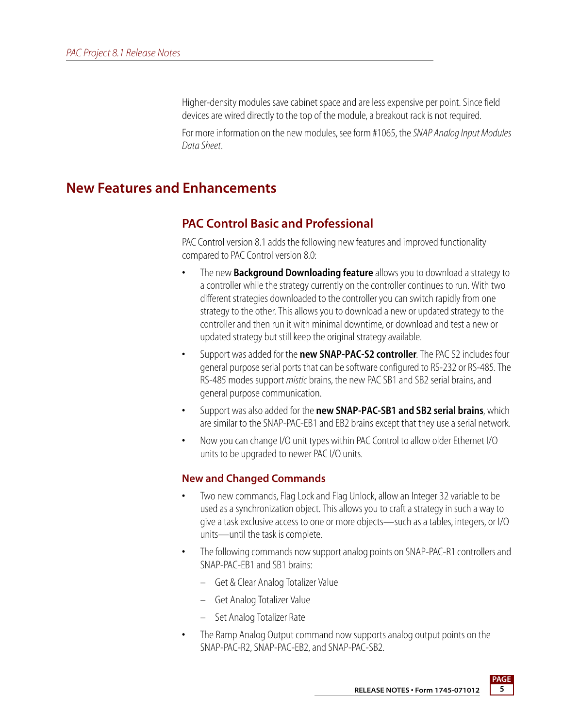Higher-density modules save cabinet space and are less expensive per point. Since field devices are wired directly to the top of the module, a breakout rack is not required.

For more information on the new modules, see form #1065, the *SNAP Analog Input Modules Data Sheet*.

# New Features and Enhancements

## PAC Control Basic and Professional

PAC Control version 8.1 adds the following new features and improved functionality compared to PAC Control version 8.0:

- The new **Background Downloading feature** allows you to download a strategy to a controller while the strategy currently on the controller continues to run. With two different strategies downloaded to the controller you can switch rapidly from one strategy to the other. This allows you to download a new or updated strategy to the controller and then run it with minimal downtime, or download and test a new or updated strategy but still keep the original strategy available.
- Support was added for the **new SNAP-PAC-S2 controller**. The PAC S2 includes four general purpose serial ports that can be software configured to RS-232 or RS-485. The RS-485 modes support *mistic* brains, the new PAC SB1 and SB2 serial brains, and general purpose communication.
- Support was also added for the **new SNAP-PAC-SB1 and SB2 serial brains**, which are similar to the SNAP-PAC-EB1 and EB2 brains except that they use a serial network.
- Now you can change I/O unit types within PAC Control to allow older Ethernet I/O units to be upgraded to newer PAC I/O units.

### New and Changed Commands

- Two new commands, Flag Lock and Flag Unlock, allow an Integer 32 variable to be used as a synchronization object. This allows you to craft a strategy in such a way to give a task exclusive access to one or more objects—such as a tables, integers, or I/O units—until the task is complete.
- The following commands now support analog points on SNAP-PAC-R1 controllers and SNAP-PAC-EB1 and SB1 brains:
  - Get & Clear Analog Totalizer Value
  - Get Analog Totalizer Value
  - Set Analog Totalizer Rate
- The Ramp Analog Output command now supports analog output points on the SNAP-PAC-R2, SNAP-PAC-EB2, and SNAP-PAC-SB2.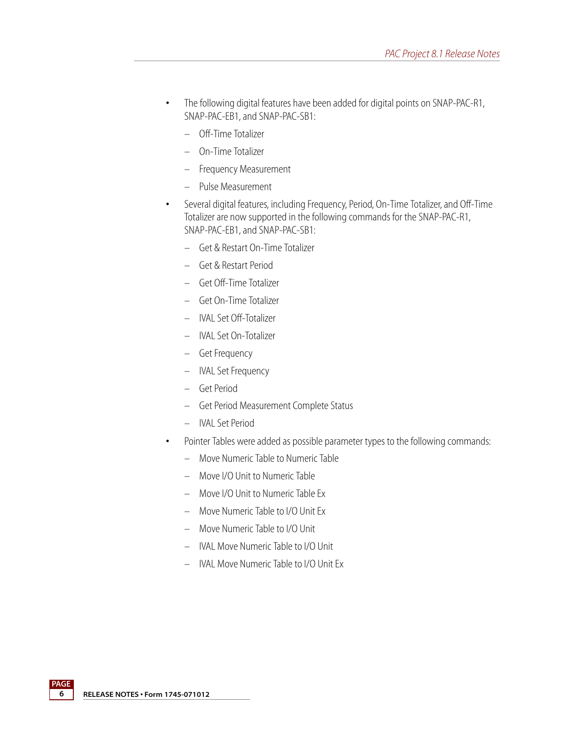- The following digital features have been added for digital points on SNAP-PAC-R1, SNAP-PAC-EB1, and SNAP-PAC-SB1:
  - Off-Time Totalizer
  - On-Time Totalizer
  - Frequency Measurement
  - Pulse Measurement
- Several digital features, including Frequency, Period, On-Time Totalizer, and Off-Time Totalizer are now supported in the following commands for the SNAP-PAC-R1, SNAP-PAC-EB1, and SNAP-PAC-SB1:
  - Get & Restart On-Time Totalizer
  - Get & Restart Period
  - Get Off-Time Totalizer
  - Get On-Time Totalizer
  - IVAL Set Off-Totalizer
  - IVAL Set On-Totalizer
  - Get Frequency
  - IVAL Set Frequency
  - Get Period
  - Get Period Measurement Complete Status
  - IVAL Set Period
- Pointer Tables were added as possible parameter types to the following commands:
  - Move Numeric Table to Numeric Table
  - Move I/O Unit to Numeric Table
  - Move I/O Unit to Numeric Table Ex
  - Move Numeric Table to I/O Unit Ex
  - Move Numeric Table to I/O Unit
  - IVAL Move Numeric Table to I/O Unit
  - IVAL Move Numeric Table to I/O Unit Ex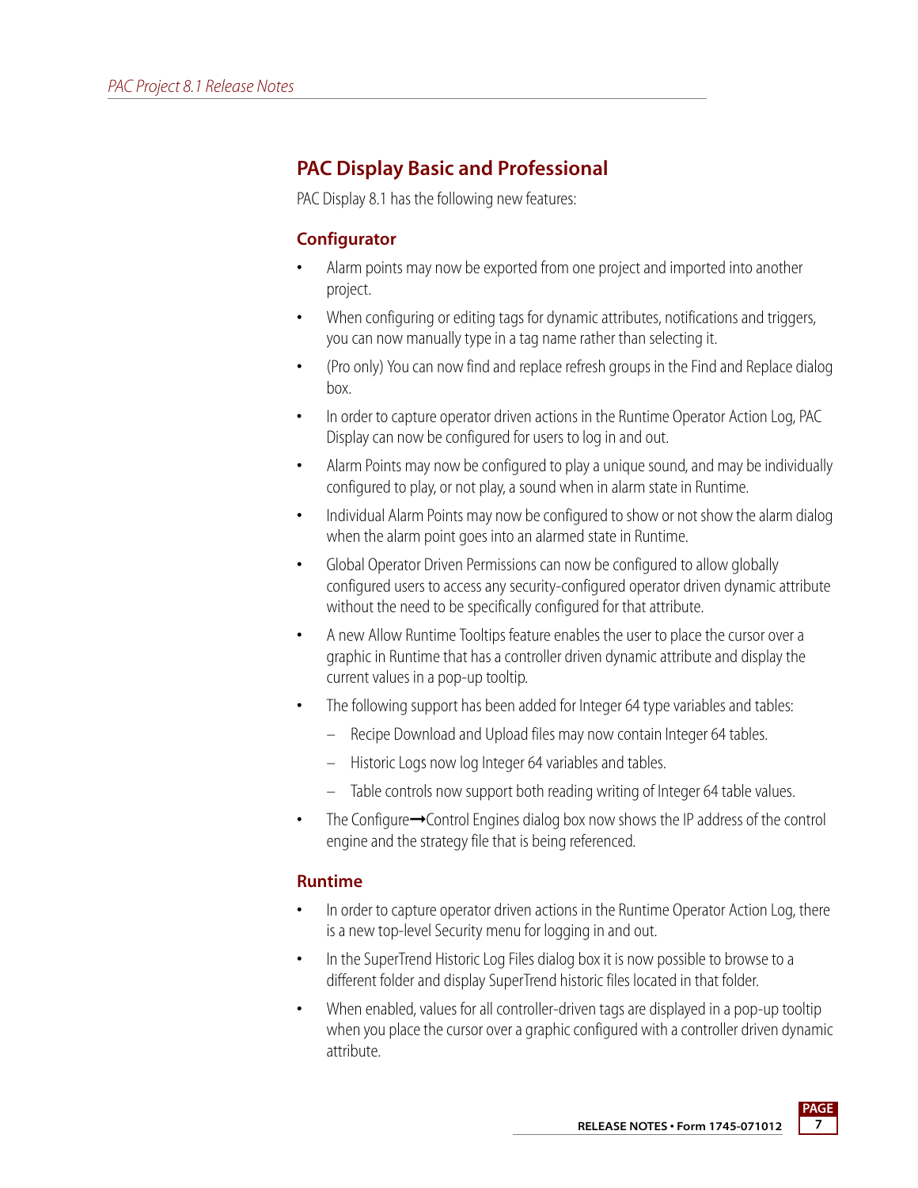## PAC Display Basic and Professional

PAC Display 8.1 has the following new features:

### Configurator

- Alarm points may now be exported from one project and imported into another project.
- When configuring or editing tags for dynamic attributes, notifications and triggers, you can now manually type in a tag name rather than selecting it.
- (Pro only) You can now find and replace refresh groups in the Find and Replace dialog box.
- In order to capture operator driven actions in the Runtime Operator Action Log, PAC Display can now be configured for users to log in and out.
- Alarm Points may now be configured to play a unique sound, and may be individually configured to play, or not play, a sound when in alarm state in Runtime.
- Individual Alarm Points may now be configured to show or not show the alarm dialog when the alarm point goes into an alarmed state in Runtime.
- Global Operator Driven Permissions can now be configured to allow globally configured users to access any security-configured operator driven dynamic attribute without the need to be specifically configured for that attribute.
- A new Allow Runtime Tooltips feature enables the user to place the cursor over a graphic in Runtime that has a controller driven dynamic attribute and display the current values in a pop-up tooltip.
- The following support has been added for Integer 64 type variables and tables:
  - Recipe Download and Upload files may now contain Integer 64 tables.
  - Historic Logs now log Integer 64 variables and tables.
  - Table controls now support both reading writing of Integer 64 table values.
- The Configure➞Control Engines dialog box now shows the IP address of the control engine and the strategy file that is being referenced.

### Runtime

- In order to capture operator driven actions in the Runtime Operator Action Log, there is a new top-level Security menu for logging in and out.
- In the SuperTrend Historic Log Files dialog box it is now possible to browse to a different folder and display SuperTrend historic files located in that folder.
- When enabled, values for all controller-driven tags are displayed in a pop-up tooltip when you place the cursor over a graphic configured with a controller driven dynamic attribute.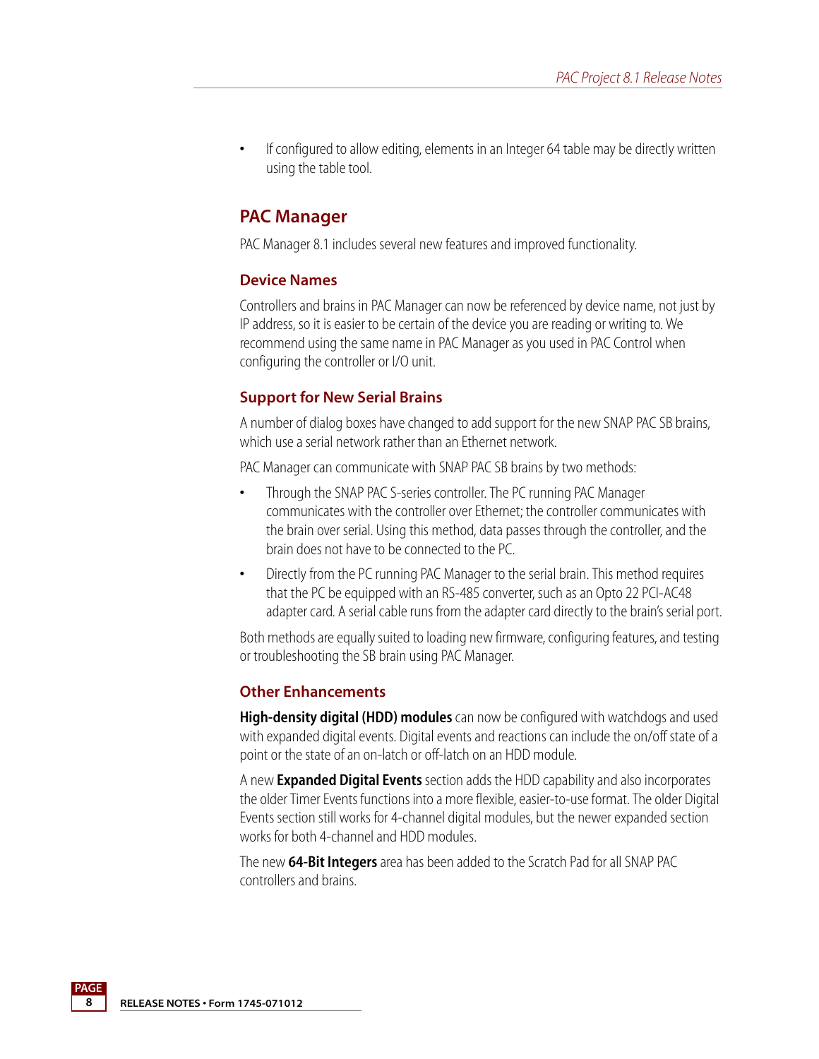- If configured to allow editing, elements in an Integer 64 table may be directly written using the table tool.

## PAC Manager

PAC Manager 8.1 includes several new features and improved functionality.

### Device Names

Controllers and brains in PAC Manager can now be referenced by device name, not just by IP address, so it is easier to be certain of the device you are reading or writing to. We recommend using the same name in PAC Manager as you used in PAC Control when configuring the controller or I/O unit.

### Support for New Serial Brains

A number of dialog boxes have changed to add support for the new SNAP PAC SB brains, which use a serial network rather than an Ethernet network.

PAC Manager can communicate with SNAP PAC SB brains by two methods:

- Through the SNAP PAC S-series controller. The PC running PAC Manager communicates with the controller over Ethernet; the controller communicates with the brain over serial. Using this method, data passes through the controller, and the brain does not have to be connected to the PC.
- Directly from the PC running PAC Manager to the serial brain. This method requires that the PC be equipped with an RS-485 converter, such as an Opto 22 PCI-AC48 adapter card. A serial cable runs from the adapter card directly to the brain's serial port.

Both methods are equally suited to loading new firmware, configuring features, and testing or troubleshooting the SB brain using PAC Manager.

### Other Enhancements

**High-density digital (HDD) modules** can now be configured with watchdogs and used with expanded digital events. Digital events and reactions can include the on/off state of a point or the state of an on-latch or off-latch on an HDD module.

A new **Expanded Digital Events** section adds the HDD capability and also incorporates the older Timer Events functions into a more flexible, easier-to-use format. The older Digital Events section still works for 4-channel digital modules, but the newer expanded section works for both 4-channel and HDD modules.

The new **64-Bit Integers** area has been added to the Scratch Pad for all SNAP PAC controllers and brains.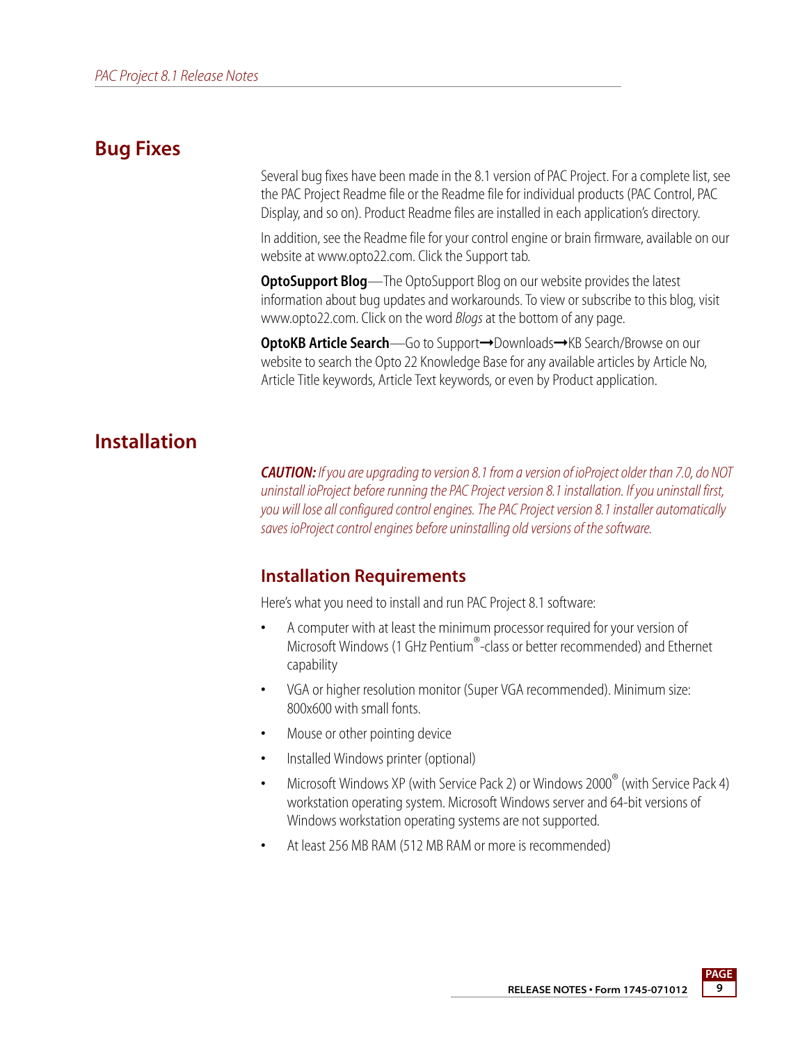## Bug Fixes

Several bug fixes have been made in the 8.1 version of PAC Project. For a complete list, see the PAC Project Readme file or the Readme file for individual products (PAC Control, PAC Display, and so on). Product Readme files are installed in each application's directory.

In addition, see the Readme file for your control engine or brain firmware, available on our website at www.opto22.com. Click the Support tab.

**OptoSupport Blog**—The OptoSupport Blog on our website provides the latest information about bug updates and workarounds. To view or subscribe to this blog, visit www.opto22.com. Click on the word *Blogs* at the bottom of any page.

**OptoKB Article Search**—Go to Support➞Downloads➞KB Search/Browse on our website to search the Opto 22 Knowledge Base for any available articles by Article No, Article Title keywords, Article Text keywords, or even by Product application.

## Installation

***CAUTION:*** *If you are upgrading to version 8.1 from a version of ioProject older than 7.0, do NOT uninstall ioProject before running the PAC Project version 8.1 installation. If you uninstall first, you will lose all configured control engines. The PAC Project version 8.1 installer automatically saves ioProject control engines before uninstalling old versions of the software.*

### Installation Requirements

Here's what you need to install and run PAC Project 8.1 software:

- A computer with at least the minimum processor required for your version of Microsoft Windows (1 GHz Pentium®-class or better recommended) and Ethernet capability
- VGA or higher resolution monitor (Super VGA recommended). Minimum size: 800x600 with small fonts.
- Mouse or other pointing device
- Installed Windows printer (optional)
- Microsoft Windows XP (with Service Pack 2) or Windows 2000® (with Service Pack 4) workstation operating system. Microsoft Windows server and 64-bit versions of Windows workstation operating systems are not supported.
- At least 256 MB RAM (512 MB RAM or more is recommended)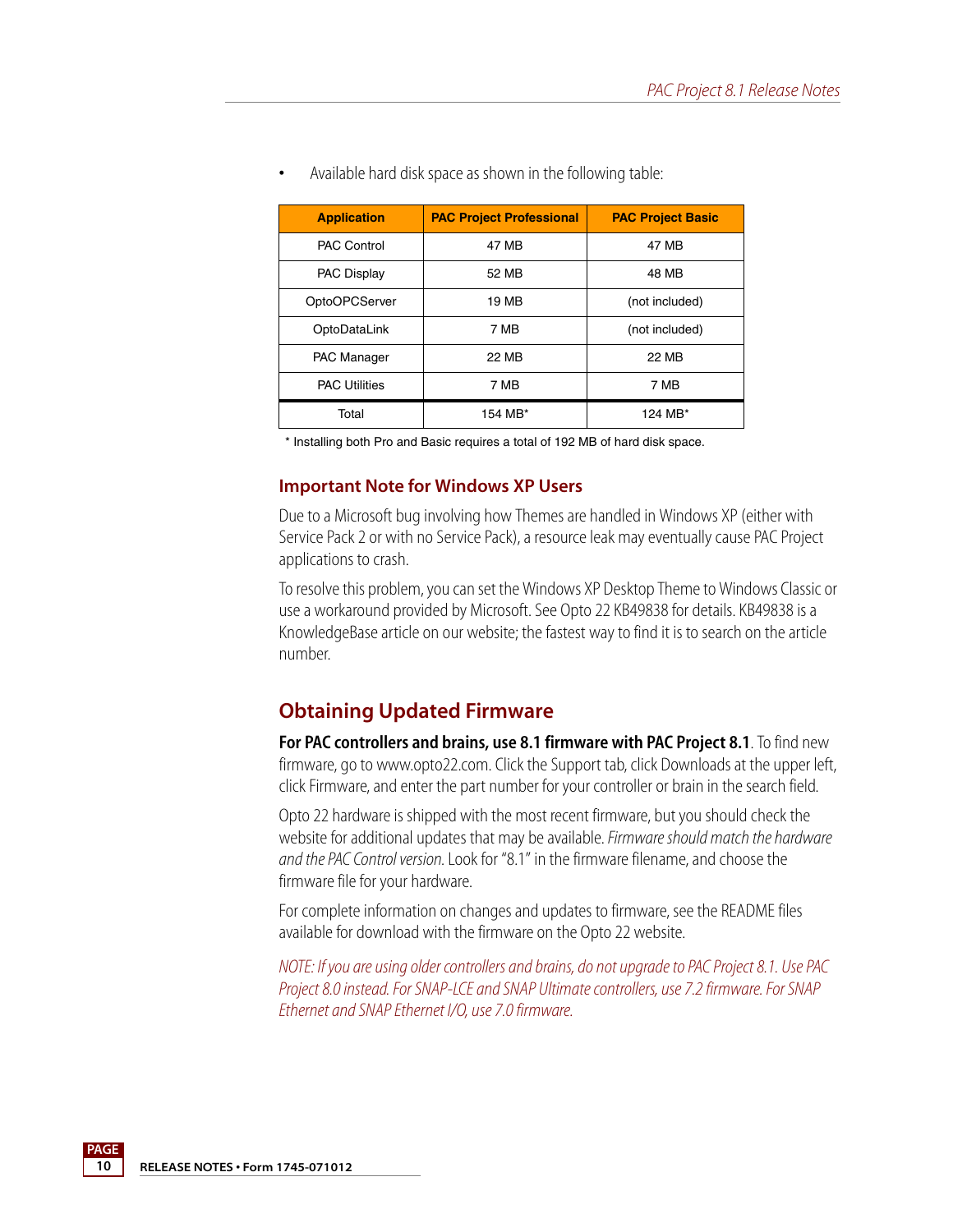- Available hard disk space as shown in the following table:

| Application | PAC Project Professional | PAC Project Basic |
|---|---|---|
| PAC Control | 47 MB | 47 MB |
| PAC Display | 52 MB | 48 MB |
| OptoOPCServer | 19 MB | (not included) |
| OptoDataLink | 7 MB | (not included) |
| PAC Manager | 22 MB | 22 MB |
| PAC Utilities | 7 MB | 7 MB |
| Total | 154 MB* | 124 MB* |

\* Installing both Pro and Basic requires a total of 192 MB of hard disk space.

### Important Note for Windows XP Users

Due to a Microsoft bug involving how Themes are handled in Windows XP (either with Service Pack 2 or with no Service Pack), a resource leak may eventually cause PAC Project applications to crash.

To resolve this problem, you can set the Windows XP Desktop Theme to Windows Classic or use a workaround provided by Microsoft. See Opto 22 KB49838 for details. KB49838 is a KnowledgeBase article on our website; the fastest way to find it is to search on the article number.

## Obtaining Updated Firmware

**For PAC controllers and brains, use 8.1 firmware with PAC Project 8.1**. To find new firmware, go to www.opto22.com. Click the Support tab, click Downloads at the upper left, click Firmware, and enter the part number for your controller or brain in the search field.

Opto 22 hardware is shipped with the most recent firmware, but you should check the website for additional updates that may be available. *Firmware should match the hardware and the PAC Control version.* Look for "8.1" in the firmware filename, and choose the firmware file for your hardware.

For complete information on changes and updates to firmware, see the README files available for download with the firmware on the Opto 22 website.

*NOTE: If you are using older controllers and brains, do not upgrade to PAC Project 8.1. Use PAC Project 8.0 instead. For SNAP-LCE and SNAP Ultimate controllers, use 7.2 firmware. For SNAP Ethernet and SNAP Ethernet I/O, use 7.0 firmware.*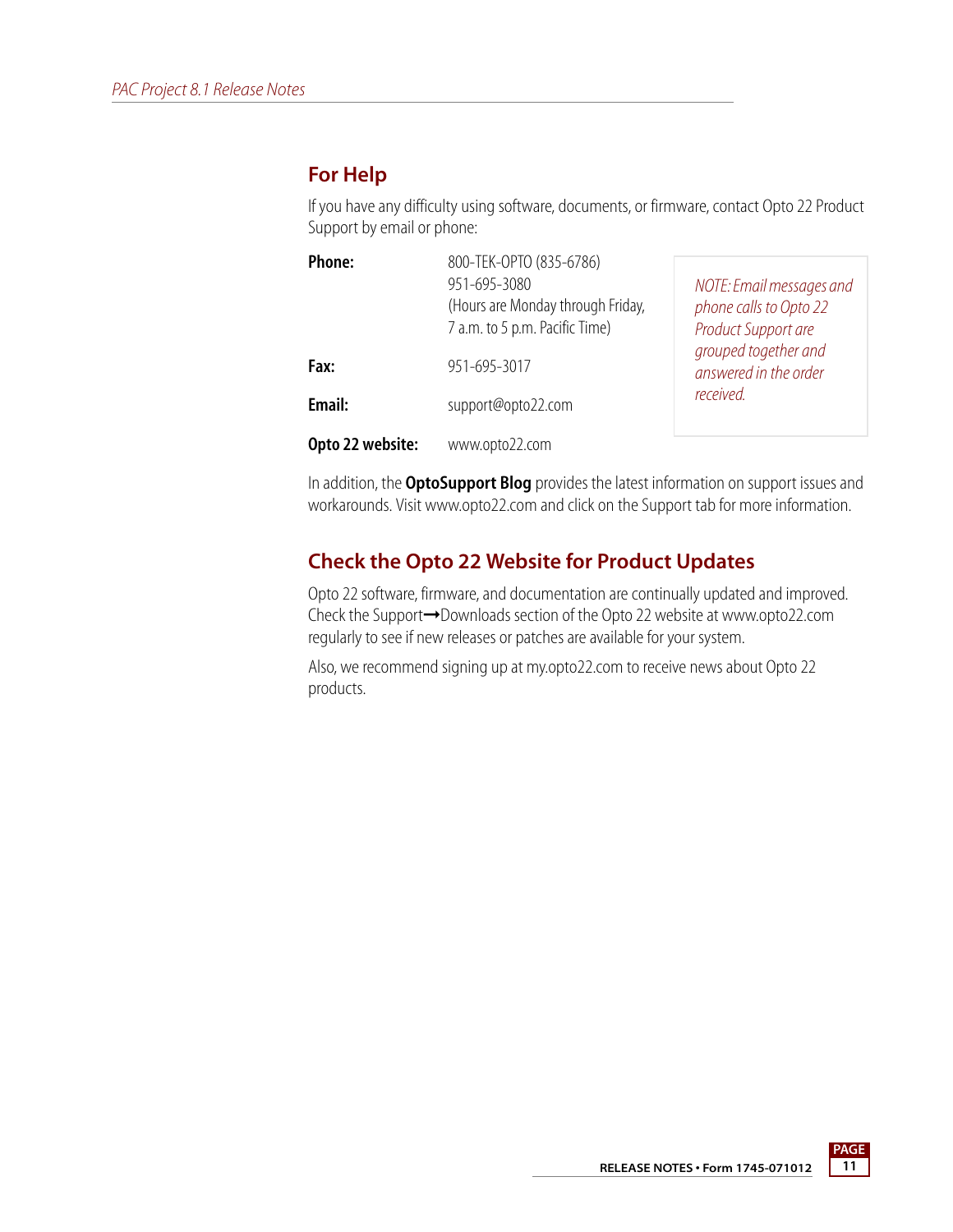## For Help

If you have any difficulty using software, documents, or firmware, contact Opto 22 Product Support by email or phone:

| | |
|---|---|
| **Phone:** | 800-TEK-OPTO (835-6786)<br>951-695-3080<br>(Hours are Monday through Friday, 7 a.m. to 5 p.m. Pacific Time) |
| **Fax:** | 951-695-3017 |
| **Email:** | support@opto22.com |
| **Opto 22 website:** | www.opto22.com |

*NOTE: Email messages and phone calls to Opto 22 Product Support are grouped together and answered in the order received.*

In addition, the **OptoSupport Blog** provides the latest information on support issues and workarounds. Visit www.opto22.com and click on the Support tab for more information.

## Check the Opto 22 Website for Product Updates

Opto 22 software, firmware, and documentation are continually updated and improved. Check the Support→Downloads section of the Opto 22 website at www.opto22.com regularly to see if new releases or patches are available for your system.

Also, we recommend signing up at my.opto22.com to receive news about Opto 22 products.